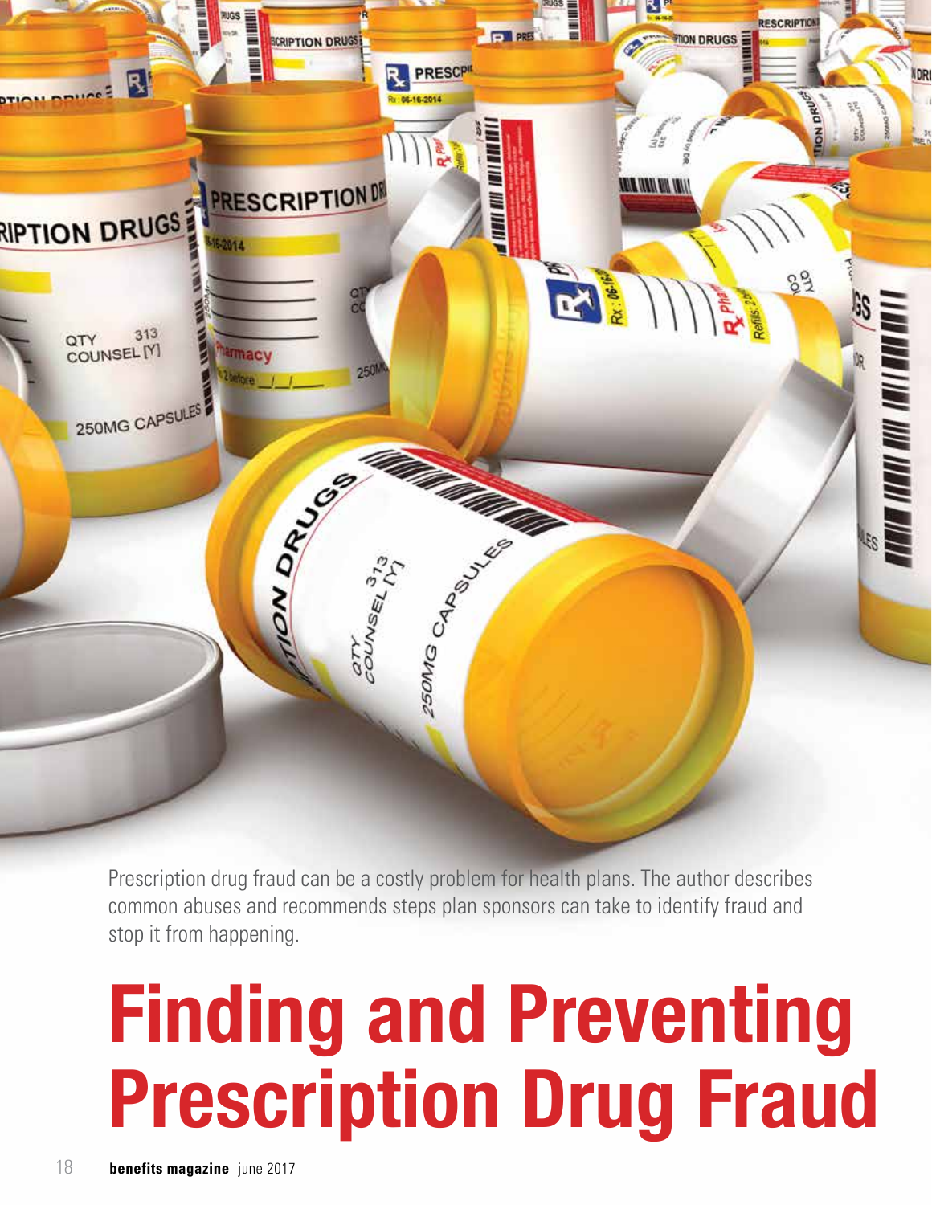Prescription drug fraud can be a costly problem for health plans. The author describes common abuses and recommends steps plan sponsors can take to identify fraud and stop it from happening.

# Finding and Preventing Prescription Drug Fraud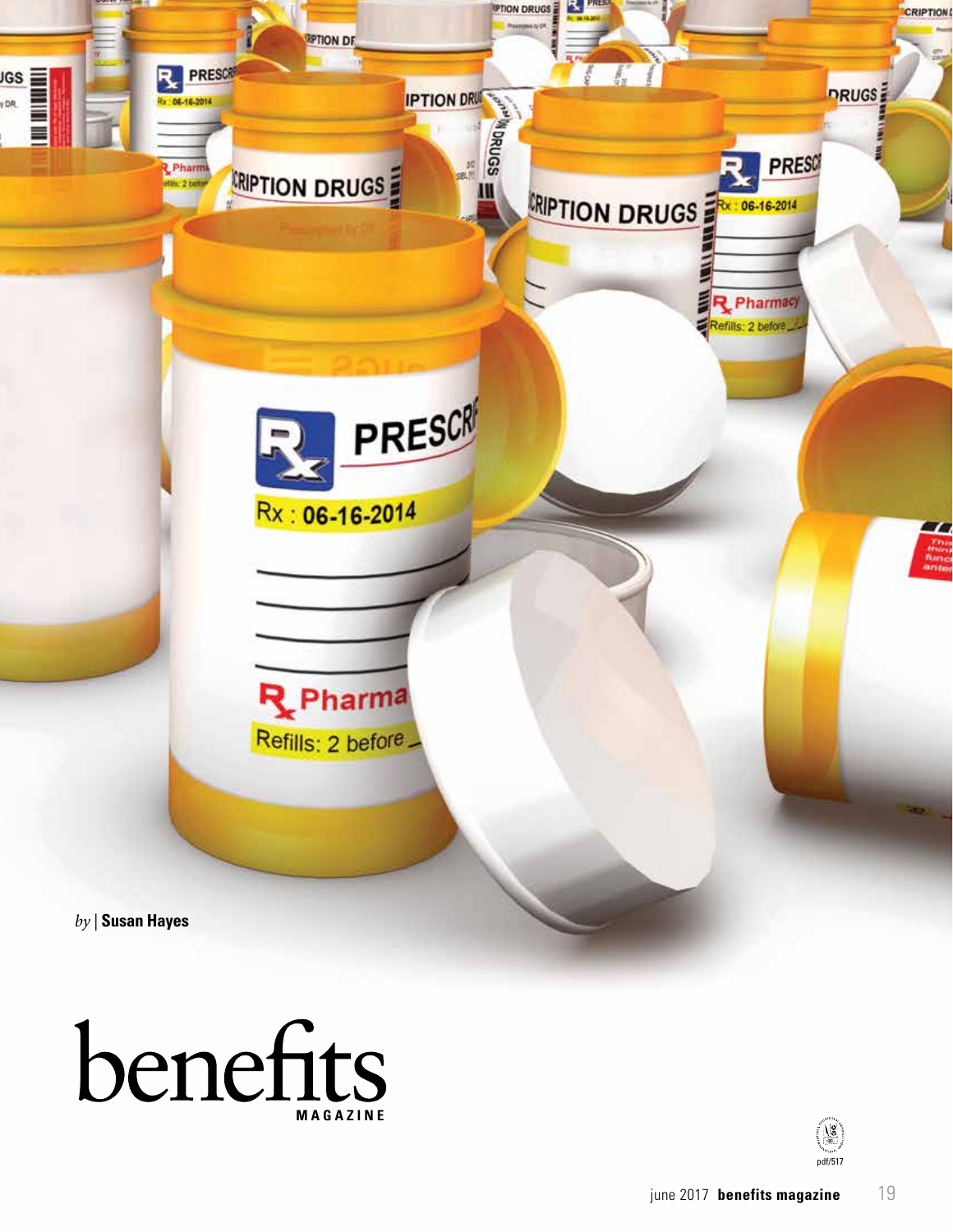*by* | **Susan Hayes**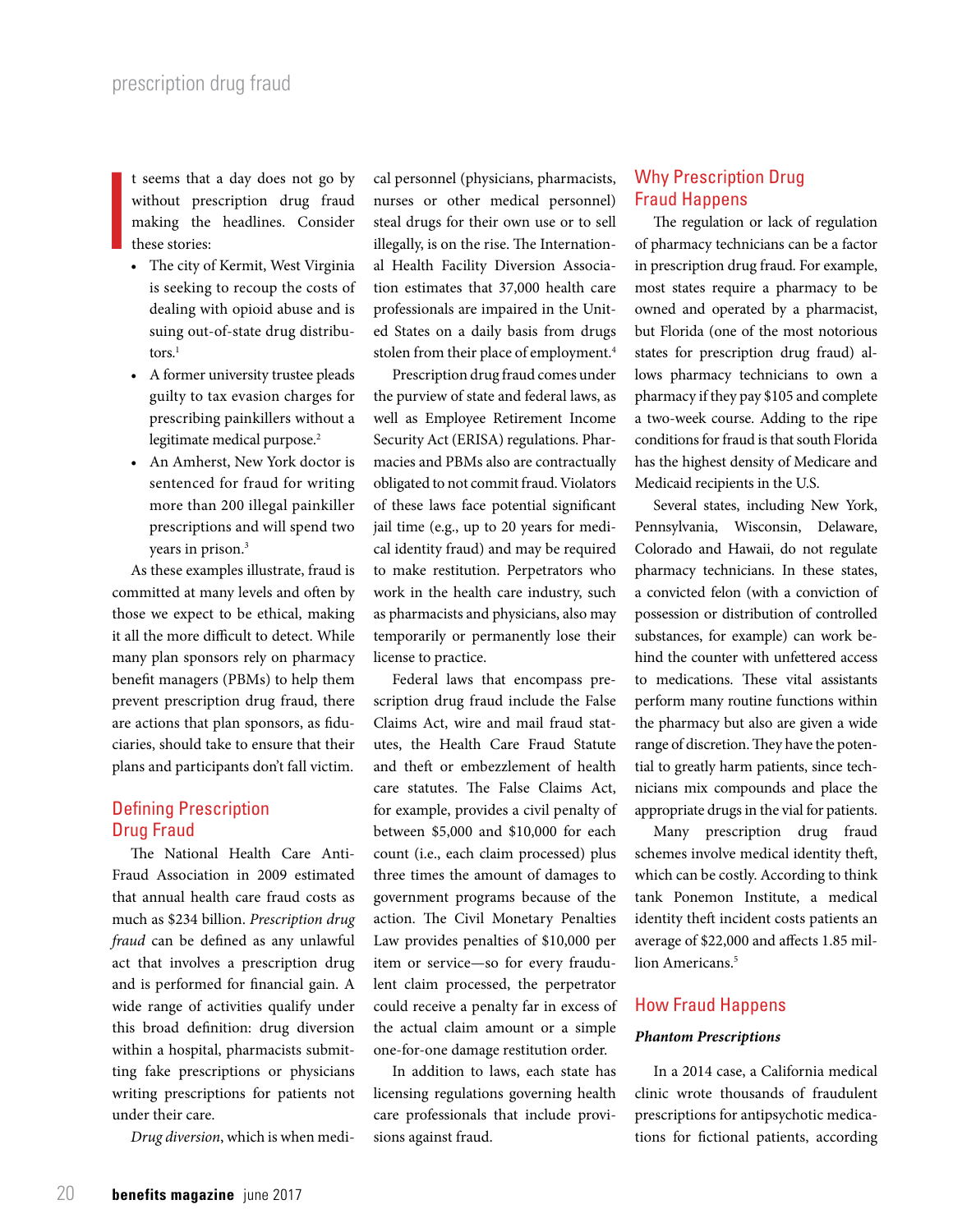It seems that a day does not go by without prescription drug fraud making the headlines. Consider these stories:

- The city of Kermit, West Virginia is seeking to recoup the costs of dealing with opioid abuse and is suing out-of-state drug distributors.[1]
- A former university trustee pleads guilty to tax evasion charges for prescribing painkillers without a legitimate medical purpose.[2]
- An Amherst, New York doctor is sentenced for fraud for writing more than 200 illegal painkiller prescriptions and will spend two years in prison.[3]

As these examples illustrate, fraud is committed at many levels and often by those we expect to be ethical, making it all the more difficult to detect. While many plan sponsors rely on pharmacy benefit managers (PBMs) to help them prevent prescription drug fraud, there are actions that plan sponsors, as fiduciaries, should take to ensure that their plans and participants don't fall victim.

## Defining Prescription Drug Fraud

The National Health Care Anti-Fraud Association in 2009 estimated that annual health care fraud costs as much as $234 billion. *Prescription drug fraud* can be defined as any unlawful act that involves a prescription drug and is performed for financial gain. A wide range of activities qualify under this broad definition: drug diversion within a hospital, pharmacists submitting fake prescriptions or physicians writing prescriptions for patients not under their care.

*Drug diversion*, which is when medical personnel (physicians, pharmacists, nurses or other medical personnel) steal drugs for their own use or to sell illegally, is on the rise. The International Health Facility Diversion Association estimates that 37,000 health care professionals are impaired in the United States on a daily basis from drugs stolen from their place of employment.[4]

Prescription drug fraud comes under the purview of state and federal laws, as well as Employee Retirement Income Security Act (ERISA) regulations. Pharmacies and PBMs also are contractually obligated to not commit fraud. Violators of these laws face potential significant jail time (e.g., up to 20 years for medical identity fraud) and may be required to make restitution. Perpetrators who work in the health care industry, such as pharmacists and physicians, also may temporarily or permanently lose their license to practice.

Federal laws that encompass prescription drug fraud include the False Claims Act, wire and mail fraud statutes, the Health Care Fraud Statute and theft or embezzlement of health care statutes. The False Claims Act, for example, provides a civil penalty of between $5,000 and $10,000 for each count (i.e., each claim processed) plus three times the amount of damages to government programs because of the action. The Civil Monetary Penalties Law provides penalties of $10,000 per item or service—so for every fraudulent claim processed, the perpetrator could receive a penalty far in excess of the actual claim amount or a simple one-for-one damage restitution order.

In addition to laws, each state has licensing regulations governing health care professionals that include provisions against fraud.

## Why Prescription Drug Fraud Happens

The regulation or lack of regulation of pharmacy technicians can be a factor in prescription drug fraud. For example, most states require a pharmacy to be owned and operated by a pharmacist, but Florida (one of the most notorious states for prescription drug fraud) allows pharmacy technicians to own a pharmacy if they pay $105 and complete a two-week course. Adding to the ripe conditions for fraud is that south Florida has the highest density of Medicare and Medicaid recipients in the U.S.

Several states, including New York, Pennsylvania, Wisconsin, Delaware, Colorado and Hawaii, do not regulate pharmacy technicians. In these states, a convicted felon (with a conviction of possession or distribution of controlled substances, for example) can work behind the counter with unfettered access to medications. These vital assistants perform many routine functions within the pharmacy but also are given a wide range of discretion. They have the potential to greatly harm patients, since technicians mix compounds and place the appropriate drugs in the vial for patients.

Many prescription drug fraud schemes involve medical identity theft, which can be costly. According to think tank Ponemon Institute, a medical identity theft incident costs patients an average of $22,000 and affects 1.85 million Americans.[5]

## How Fraud Happens

### *Phantom Prescriptions*

In a 2014 case, a California medical clinic wrote thousands of fraudulent prescriptions for antipsychotic medications for fictional patients, according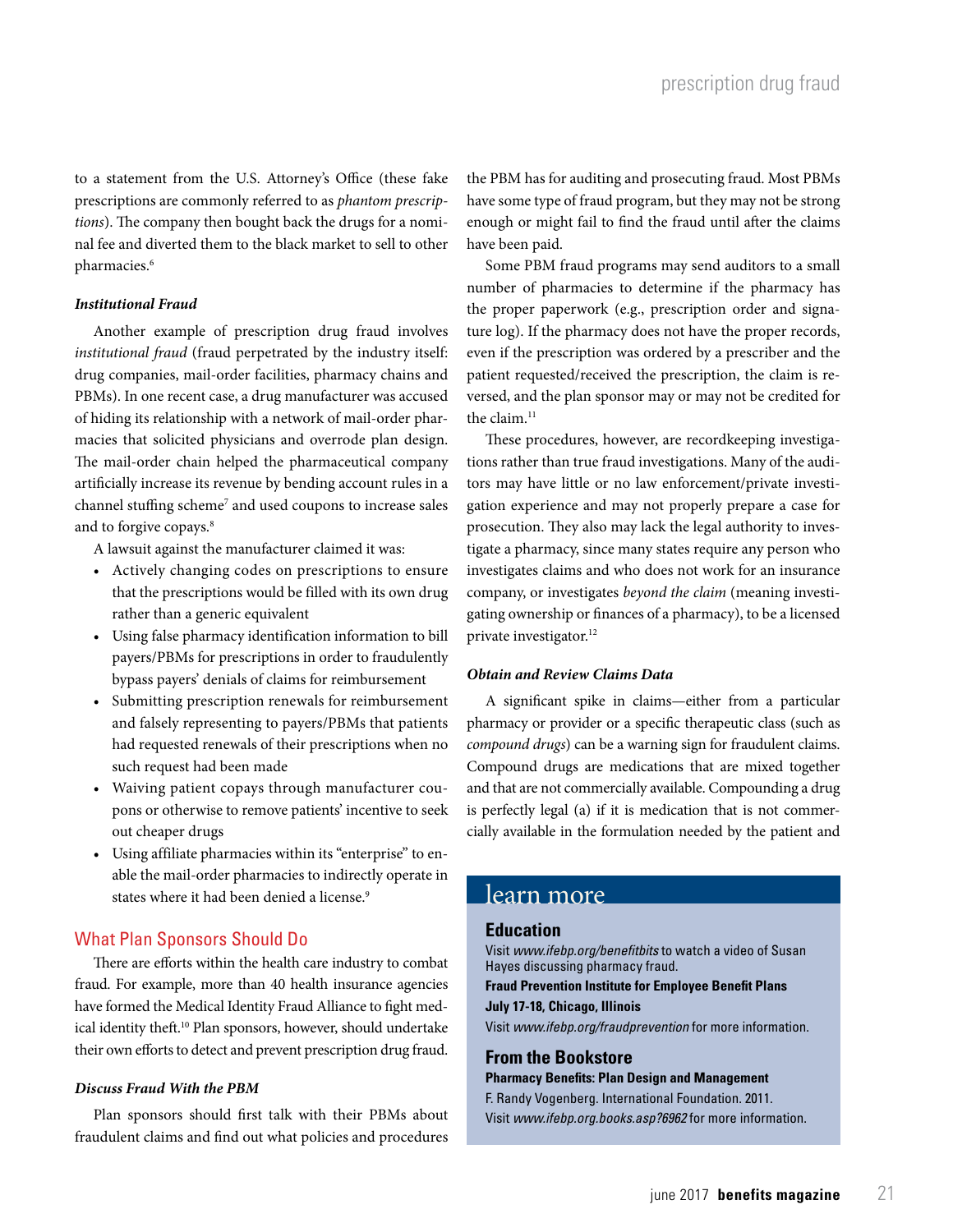to a statement from the U.S. Attorney's Office (these fake prescriptions are commonly referred to as *phantom prescriptions*). The company then bought back the drugs for a nominal fee and diverted them to the black market to sell to other pharmacies.[6]

***Institutional Fraud***

Another example of prescription drug fraud involves *institutional fraud* (fraud perpetrated by the industry itself: drug companies, mail-order facilities, pharmacy chains and PBMs). In one recent case, a drug manufacturer was accused of hiding its relationship with a network of mail-order pharmacies that solicited physicians and overrode plan design. The mail-order chain helped the pharmaceutical company artificially increase its revenue by bending account rules in a channel stuffing scheme[7] and used coupons to increase sales and to forgive copays.[8]

A lawsuit against the manufacturer claimed it was:

- Actively changing codes on prescriptions to ensure that the prescriptions would be filled with its own drug rather than a generic equivalent
- Using false pharmacy identification information to bill payers/PBMs for prescriptions in order to fraudulently bypass payers' denials of claims for reimbursement
- Submitting prescription renewals for reimbursement and falsely representing to payers/PBMs that patients had requested renewals of their prescriptions when no such request had been made
- Waiving patient copays through manufacturer coupons or otherwise to remove patients' incentive to seek out cheaper drugs
- Using affiliate pharmacies within its "enterprise" to enable the mail-order pharmacies to indirectly operate in states where it had been denied a license.[9]

## What Plan Sponsors Should Do

There are efforts within the health care industry to combat fraud. For example, more than 40 health insurance agencies have formed the Medical Identity Fraud Alliance to fight medical identity theft.[10] Plan sponsors, however, should undertake their own efforts to detect and prevent prescription drug fraud.

***Discuss Fraud With the PBM***

Plan sponsors should first talk with their PBMs about fraudulent claims and find out what policies and procedures the PBM has for auditing and prosecuting fraud. Most PBMs have some type of fraud program, but they may not be strong enough or might fail to find the fraud until after the claims have been paid.

Some PBM fraud programs may send auditors to a small number of pharmacies to determine if the pharmacy has the proper paperwork (e.g., prescription order and signature log). If the pharmacy does not have the proper records, even if the prescription was ordered by a prescriber and the patient requested/received the prescription, the claim is reversed, and the plan sponsor may or may not be credited for the claim.[11]

These procedures, however, are recordkeeping investigations rather than true fraud investigations. Many of the auditors may have little or no law enforcement/private investigation experience and may not properly prepare a case for prosecution. They also may lack the legal authority to investigate a pharmacy, since many states require any person who investigates claims and who does not work for an insurance company, or investigates *beyond the claim* (meaning investigating ownership or finances of a pharmacy), to be a licensed private investigator.[12]

***Obtain and Review Claims Data***

A significant spike in claims—either from a particular pharmacy or provider or a specific therapeutic class (such as *compound drugs*) can be a warning sign for fraudulent claims. Compound drugs are medications that are mixed together and that are not commercially available. Compounding a drug is perfectly legal (a) if it is medication that is not commercially available in the formulation needed by the patient and

## learn more

**Education**

Visit *www.ifebp.org/benefitbits* to watch a video of Susan Hayes discussing pharmacy fraud.

**Fraud Prevention Institute for Employee Benefit Plans**
**July 17-18, Chicago, Illinois**

Visit *www.ifebp.org/fraudprevention* for more information.

**From the Bookstore**

**Pharmacy Benefits: Plan Design and Management**
F. Randy Vogenberg. International Foundation. 2011.
Visit *www.ifebp.org.books.asp?6962* for more information.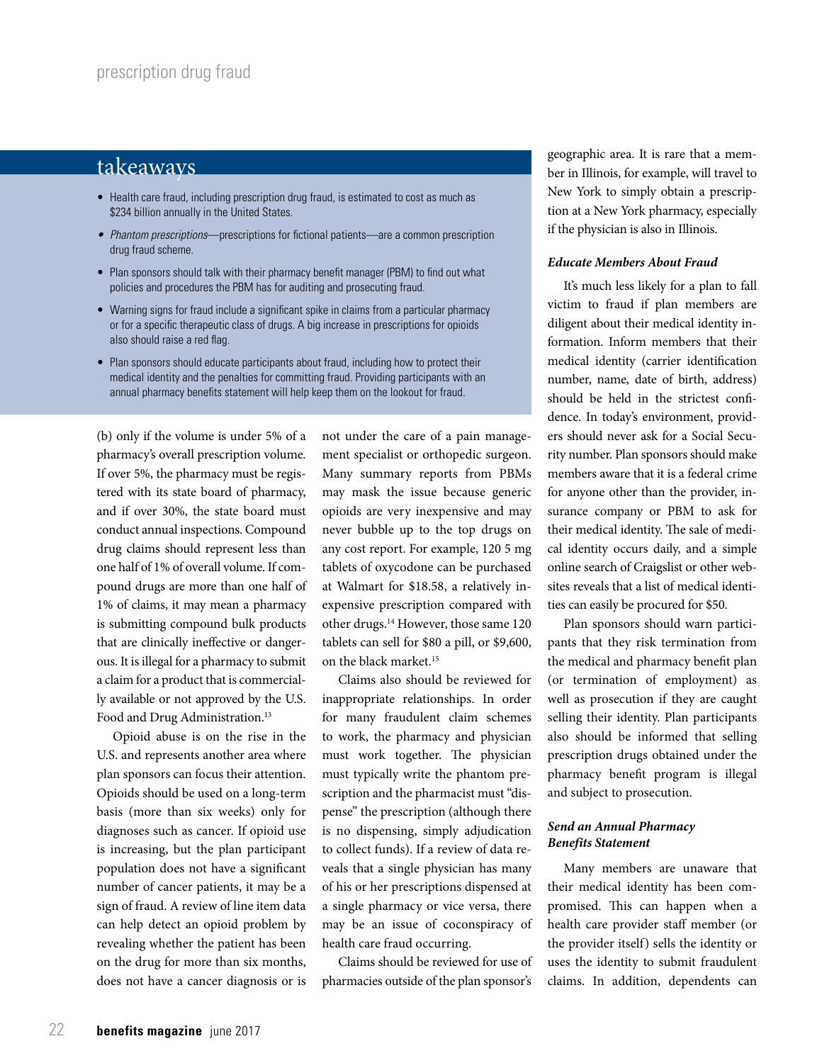## takeaways

- Health care fraud, including prescription drug fraud, is estimated to cost as much as $234 billion annually in the United States.
- *Phantom prescriptions*—prescriptions for fictional patients—are a common prescription drug fraud scheme.
- Plan sponsors should talk with their pharmacy benefit manager (PBM) to find out what policies and procedures the PBM has for auditing and prosecuting fraud.
- Warning signs for fraud include a significant spike in claims from a particular pharmacy or for a specific therapeutic class of drugs. A big increase in prescriptions for opioids also should raise a red flag.
- Plan sponsors should educate participants about fraud, including how to protect their medical identity and the penalties for committing fraud. Providing participants with an annual pharmacy benefits statement will help keep them on the lookout for fraud.

(b) only if the volume is under 5% of a pharmacy's overall prescription volume. If over 5%, the pharmacy must be registered with its state board of pharmacy, and if over 30%, the state board must conduct annual inspections. Compound drug claims should represent less than one half of 1% of overall volume. If compound drugs are more than one half of 1% of claims, it may mean a pharmacy is submitting compound bulk products that are clinically ineffective or dangerous. It is illegal for a pharmacy to submit a claim for a product that is commercially available or not approved by the U.S. Food and Drug Administration.[13]

Opioid abuse is on the rise in the U.S. and represents another area where plan sponsors can focus their attention. Opioids should be used on a long-term basis (more than six weeks) only for diagnoses such as cancer. If opioid use is increasing, but the plan participant population does not have a significant number of cancer patients, it may be a sign of fraud. A review of line item data can help detect an opioid problem by revealing whether the patient has been on the drug for more than six months, does not have a cancer diagnosis or is not under the care of a pain management specialist or orthopedic surgeon. Many summary reports from PBMs may mask the issue because generic opioids are very inexpensive and may never bubble up to the top drugs on any cost report. For example, 120 5 mg tablets of oxycodone can be purchased at Walmart for $18.58, a relatively inexpensive prescription compared with other drugs.[14] However, those same 120 tablets can sell for $80 a pill, or $9,600, on the black market.[15]

Claims also should be reviewed for inappropriate relationships. In order for many fraudulent claim schemes to work, the pharmacy and physician must work together. The physician must typically write the phantom prescription and the pharmacist must "dispense" the prescription (although there is no dispensing, simply adjudication to collect funds). If a review of data reveals that a single physician has many of his or her prescriptions dispensed at a single pharmacy or vice versa, there may be an issue of coconspiracy of health care fraud occurring.

Claims should be reviewed for use of pharmacies outside of the plan sponsor's geographic area. It is rare that a member in Illinois, for example, will travel to New York to simply obtain a prescription at a New York pharmacy, especially if the physician is also in Illinois.

### *Educate Members About Fraud*

It's much less likely for a plan to fall victim to fraud if plan members are diligent about their medical identity information. Inform members that their medical identity (carrier identification number, name, date of birth, address) should be held in the strictest confidence. In today's environment, providers should never ask for a Social Security number. Plan sponsors should make members aware that it is a federal crime for anyone other than the provider, insurance company or PBM to ask for their medical identity. The sale of medical identity occurs daily, and a simple online search of Craigslist or other websites reveals that a list of medical identities can easily be procured for $50.

Plan sponsors should warn participants that they risk termination from the medical and pharmacy benefit plan (or termination of employment) as well as prosecution if they are caught selling their identity. Plan participants also should be informed that selling prescription drugs obtained under the pharmacy benefit program is illegal and subject to prosecution.

### *Send an Annual Pharmacy Benefits Statement*

Many members are unaware that their medical identity has been compromised. This can happen when a health care provider staff member (or the provider itself) sells the identity or uses the identity to submit fraudulent claims. In addition, dependents can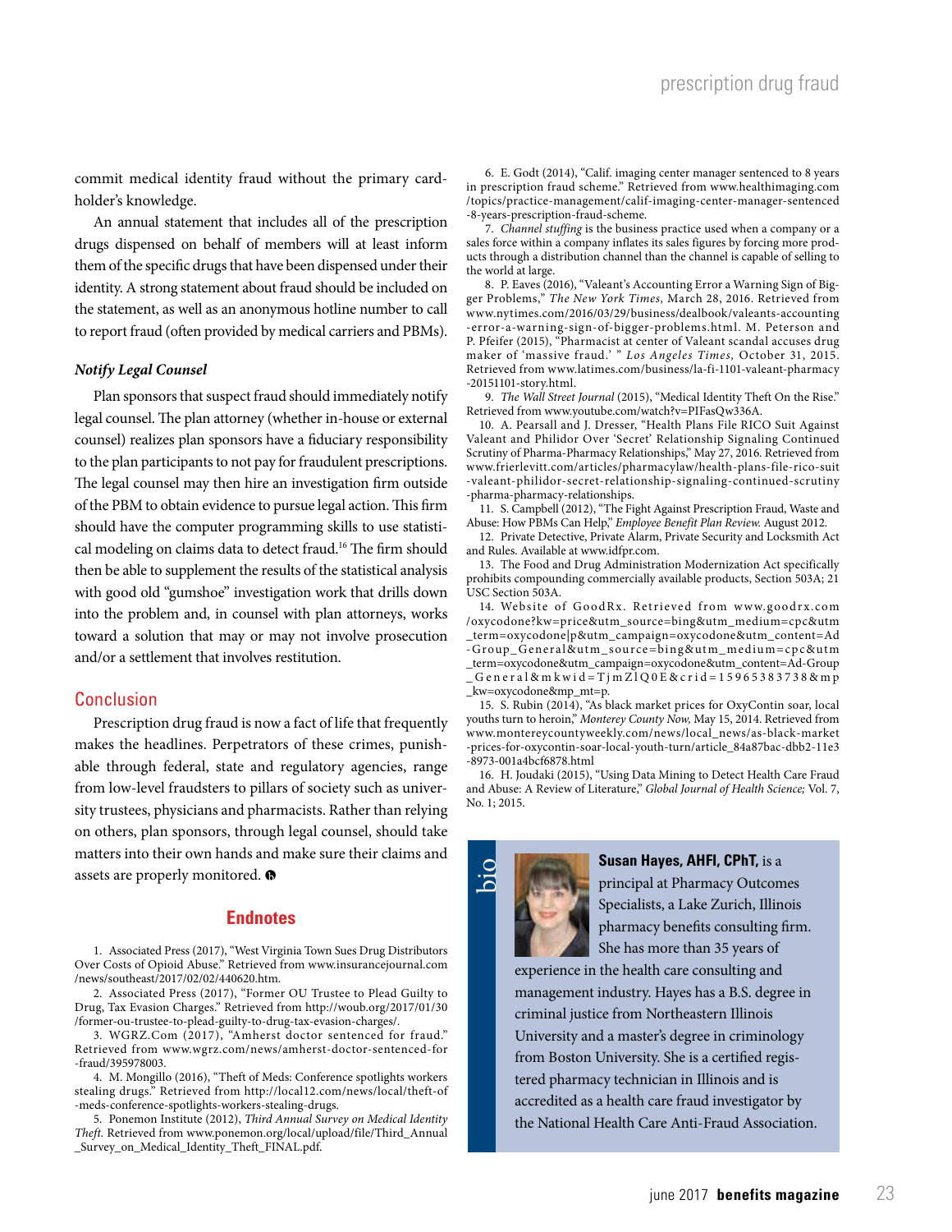commit medical identity fraud without the primary cardholder's knowledge.

An annual statement that includes all of the prescription drugs dispensed on behalf of members will at least inform them of the specific drugs that have been dispensed under their identity. A strong statement about fraud should be included on the statement, as well as an anonymous hotline number to call to report fraud (often provided by medical carriers and PBMs).

### *Notify Legal Counsel*

Plan sponsors that suspect fraud should immediately notify legal counsel. The plan attorney (whether in-house or external counsel) realizes plan sponsors have a fiduciary responsibility to the plan participants to not pay for fraudulent prescriptions. The legal counsel may then hire an investigation firm outside of the PBM to obtain evidence to pursue legal action. This firm should have the computer programming skills to use statistical modeling on claims data to detect fraud.[16] The firm should then be able to supplement the results of the statistical analysis with good old "gumshoe" investigation work that drills down into the problem and, in counsel with plan attorneys, works toward a solution that may or may not involve prosecution and/or a settlement that involves restitution.

## Conclusion

Prescription drug fraud is now a fact of life that frequently makes the headlines. Perpetrators of these crimes, punishable through federal, state and regulatory agencies, range from low-level fraudsters to pillars of society such as university trustees, physicians and pharmacists. Rather than relying on others, plan sponsors, through legal counsel, should take matters into their own hands and make sure their claims and assets are properly monitored.

## Endnotes

1. Associated Press (2017), "West Virginia Town Sues Drug Distributors Over Costs of Opioid Abuse." Retrieved from www.insurancejournal.com/news/southeast/2017/02/02/440620.htm.

2. Associated Press (2017), "Former OU Trustee to Plead Guilty to Drug, Tax Evasion Charges." Retrieved from http://woub.org/2017/01/30/former-ou-trustee-to-plead-guilty-to-drug-tax-evasion-charges/.

3. WGRZ.Com (2017), "Amherst doctor sentenced for fraud." Retrieved from www.wgrz.com/news/amherst-doctor-sentenced-for-fraud/395978003.

4. M. Mongillo (2016), "Theft of Meds: Conference spotlights workers stealing drugs." Retrieved from http://local12.com/news/local/theft-of-meds-conference-spotlights-workers-stealing-drugs.

5. Ponemon Institute (2012), *Third Annual Survey on Medical Identity Theft.* Retrieved from www.ponemon.org/local/upload/file/Third_Annual_Survey_on_Medical_Identity_Theft_FINAL.pdf.

6. E. Godt (2014), "Calif. imaging center manager sentenced to 8 years in prescription fraud scheme." Retrieved from www.healthimaging.com/topics/practice-management/calif-imaging-center-manager-sentenced-8-years-prescription-fraud-scheme.

7. *Channel stuffing* is the business practice used when a company or a sales force within a company inflates its sales figures by forcing more products through a distribution channel than the channel is capable of selling to the world at large.

8. P. Eaves (2016), "Valeant's Accounting Error a Warning Sign of Bigger Problems," *The New York Times,* March 28, 2016. Retrieved from www.nytimes.com/2016/03/29/business/dealbook/valeants-accounting-error-a-warning-sign-of-bigger-problems.html. M. Peterson and P. Pfeifer (2015), "Pharmacist at center of Valeant scandal accuses drug maker of 'massive fraud.' " *Los Angeles Times,* October 31, 2015. Retrieved from www.latimes.com/business/la-fi-1101-valeant-pharmacy-20151101-story.html.

9. *The Wall Street Journal* (2015), "Medical Identity Theft On the Rise." Retrieved from www.youtube.com/watch?v=PIFasQw336A.

10. A. Pearsall and J. Dresser, "Health Plans File RICO Suit Against Valeant and Philidor Over 'Secret' Relationship Signaling Continued Scrutiny of Pharma-Pharmacy Relationships," May 27, 2016. Retrieved from www.frierlevitt.com/articles/pharmacylaw/health-plans-file-rico-suit-valeant-philidor-secret-relationship-signaling-continued-scrutiny-pharma-pharmacy-relationships.

11. S. Campbell (2012), "The Fight Against Prescription Fraud, Waste and Abuse: How PBMs Can Help," *Employee Benefit Plan Review.* August 2012.

12. Private Detective, Private Alarm, Private Security and Locksmith Act and Rules. Available at www.idfpr.com.

13. The Food and Drug Administration Modernization Act specifically prohibits compounding commercially available products, Section 503A; 21 USC Section 503A.

14. Website of GoodRx. Retrieved from www.goodrx.com/oxycodone?kw=price&utm_source=bing&utm_medium=cpc&utm_term=oxycodone|p&utm_campaign=oxycodone&utm_content=Ad-Group_General&utm_source=bing&utm_medium=cpc&utm_term=oxycodone&utm_campaign=oxycodone&utm_content=Ad-Group_General&mkwid=TjmZlQ0E&crid=1596538373 8&mp_kw=oxycodone&mp_mt=p.

15. S. Rubin (2014), "As black market prices for OxyContin soar, local youths turn to heroin," *Monterey County Now,* May 15, 2014. Retrieved from www.montereycountyweekly.com/news/local_news/as-black-market-prices-for-oxycontin-soar-local-youth-turn/article_84a87bac-dbb2-11e3-8973-001a4bcf6878.html

16. H. Joudaki (2015), "Using Data Mining to Detect Health Care Fraud and Abuse: A Review of Literature," *Global Journal of Health Science;* Vol. 7, No. 1; 2015.

### bio

**Susan Hayes, AHFI, CPhT,** is a principal at Pharmacy Outcomes Specialists, a Lake Zurich, Illinois pharmacy benefits consulting firm. She has more than 35 years of experience in the health care consulting and management industry. Hayes has a B.S. degree in criminal justice from Northeastern Illinois University and a master's degree in criminology from Boston University. She is a certified registered pharmacy technician in Illinois and is accredited as a health care fraud investigator by the National Health Care Anti-Fraud Association.